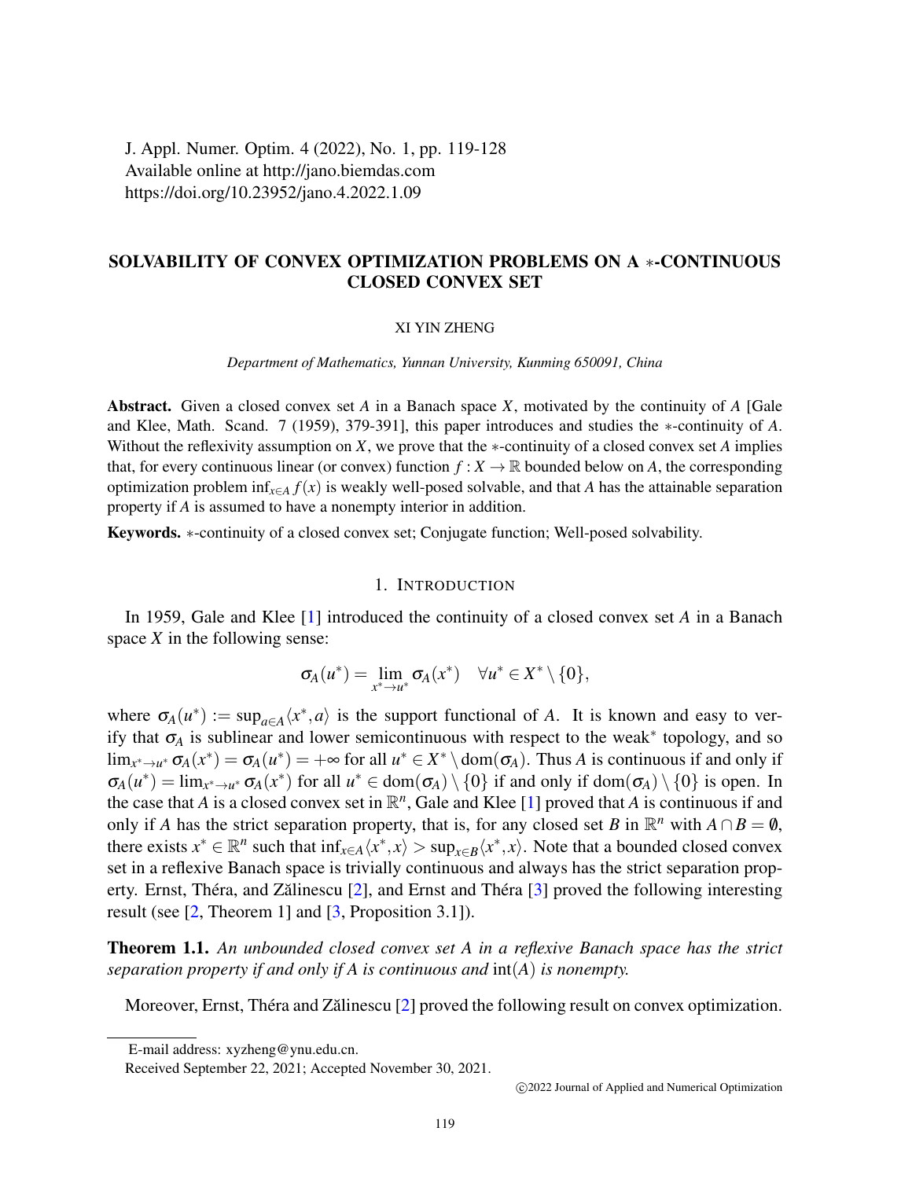J. Appl. Numer. Optim. 4 (2022), No. 1, pp. 119-128
Available online at http://jano.biemdas.com
https://doi.org/10.23952/jano.4.2022.1.09

# SOLVABILITY OF CONVEX OPTIMIZATION PROBLEMS ON A $*$-CONTINUOUS CLOSED CONVEX SET

XI YIN ZHENG

*Department of Mathematics, Yunnan University, Kunming 650091, China*

**Abstract.** Given a closed convex set $A$ in a Banach space $X$, motivated by the continuity of $A$ [Gale and Klee, Math. Scand. 7 (1959), 379-391], this paper introduces and studies the $*$-continuity of $A$. Without the reflexivity assumption on $X$, we prove that the $*$-continuity of a closed convex set $A$ implies that, for every continuous linear (or convex) function $f : X \to \mathbb{R}$ bounded below on $A$, the corresponding optimization problem $\inf_{x\in A} f(x)$ is weakly well-posed solvable, and that $A$ has the attainable separation property if $A$ is assumed to have a nonempty interior in addition.

**Keywords.** $*$-continuity of a closed convex set; Conjugate function; Well-posed solvability.

## 1. Introduction

In 1959, Gale and Klee [1] introduced the continuity of a closed convex set $A$ in a Banach space $X$ in the following sense:

$$\sigma_A(u^*) = \lim_{x^* \to u^*} \sigma_A(x^*) \quad \forall u^* \in X^* \setminus \{0\},$$

where $\sigma_A(u^*) := \sup_{a\in A}\langle x^*, a\rangle$ is the support functional of $A$. It is known and easy to verify that $\sigma_A$ is sublinear and lower semicontinuous with respect to the weak$^*$ topology, and so $\lim_{x^*\to u^*} \sigma_A(x^*) = \sigma_A(u^*) = +\infty$ for all $u^* \in X^* \setminus \mathrm{dom}(\sigma_A)$. Thus $A$ is continuous if and only if $\sigma_A(u^*) = \lim_{x^*\to u^*} \sigma_A(x^*)$ for all $u^* \in \mathrm{dom}(\sigma_A) \setminus \{0\}$ if and only if $\mathrm{dom}(\sigma_A) \setminus \{0\}$ is open. In the case that $A$ is a closed convex set in $\mathbb{R}^n$, Gale and Klee [1] proved that $A$ is continuous if and only if $A$ has the strict separation property, that is, for any closed set $B$ in $\mathbb{R}^n$ with $A \cap B = \emptyset$, there exists $x^* \in \mathbb{R}^n$ such that $\inf_{x\in A}\langle x^*, x\rangle > \sup_{x\in B}\langle x^*, x\rangle$. Note that a bounded closed convex set in a reflexive Banach space is trivially continuous and always has the strict separation property. Ernst, Théra, and Zălinescu [2], and Ernst and Théra [3] proved the following interesting result (see [2, Theorem 1] and [3, Proposition 3.1]).

**Theorem 1.1.** *An unbounded closed convex set $A$ in a reflexive Banach space has the strict separation property if and only if $A$ is continuous and* $\mathrm{int}(A)$ *is nonempty.*

Moreover, Ernst, Théra and Zălinescu [2] proved the following result on convex optimization.

E-mail address: xyzheng@ynu.edu.cn.

Received September 22, 2021; Accepted November 30, 2021.

©2022 Journal of Applied and Numerical Optimization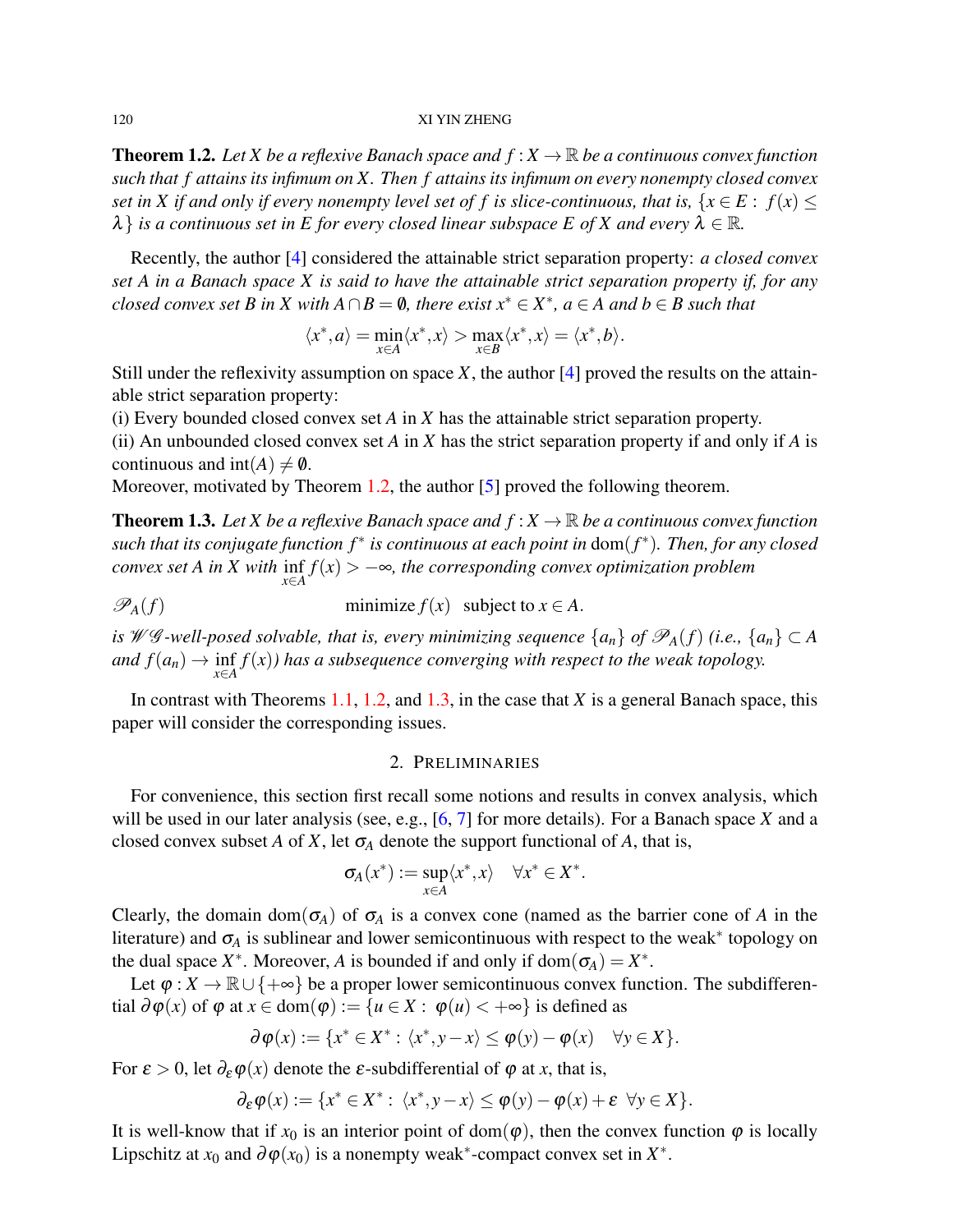**Theorem 1.2.** *Let $X$ be a reflexive Banach space and $f : X \to \mathbb{R}$ be a continuous convex function such that $f$ attains its infimum on $X$. Then $f$ attains its infimum on every nonempty closed convex set in $X$ if and only if every nonempty level set of $f$ is slice-continuous, that is, $\{x \in E : f(x) \leq \lambda\}$ is a continuous set in $E$ for every closed linear subspace $E$ of $X$ and every $\lambda \in \mathbb{R}$.*

Recently, the author [4] considered the attainable strict separation property: *a closed convex set $A$ in a Banach space $X$ is said to have the attainable strict separation property if, for any closed convex set $B$ in $X$ with $A \cap B = \emptyset$, there exist $x^* \in X^*$, $a \in A$ and $b \in B$ such that*

$$\langle x^*, a\rangle = \min_{x\in A}\langle x^*, x\rangle > \max_{x\in B}\langle x^*, x\rangle = \langle x^*, b\rangle.$$

Still under the reflexivity assumption on space $X$, the author [4] proved the results on the attainable strict separation property:
(i) Every bounded closed convex set $A$ in $X$ has the attainable strict separation property.
(ii) An unbounded closed convex set $A$ in $X$ has the strict separation property if and only if $A$ is continuous and $\mathrm{int}(A) \neq \emptyset$.
Moreover, motivated by Theorem 1.2, the author [5] proved the following theorem.

**Theorem 1.3.** *Let $X$ be a reflexive Banach space and $f : X \to \mathbb{R}$ be a continuous convex function such that its conjugate function $f^*$ is continuous at each point in $\mathrm{dom}(f^*)$. Then, for any closed convex set $A$ in $X$ with $\inf\limits_{x\in A} f(x) > -\infty$, the corresponding convex optimization problem*

$$\mathscr{P}_A(f) \qquad\qquad \text{minimize } f(x) \quad \text{subject to } x \in A.$$

*is $\mathscr{W}\mathscr{G}$-well-posed solvable, that is, every minimizing sequence $\{a_n\}$ of $\mathscr{P}_A(f)$ (i.e., $\{a_n\} \subset A$ and $f(a_n) \to \inf\limits_{x\in A} f(x)$) has a subsequence converging with respect to the weak topology.*

In contrast with Theorems 1.1, 1.2, and 1.3, in the case that $X$ is a general Banach space, this paper will consider the corresponding issues.

## 2. Preliminaries

For convenience, this section first recall some notions and results in convex analysis, which will be used in our later analysis (see, e.g., [6, 7] for more details). For a Banach space $X$ and a closed convex subset $A$ of $X$, let $\sigma_A$ denote the support functional of $A$, that is,

$$\sigma_A(x^*) := \sup_{x\in A}\langle x^*, x\rangle \quad \forall x^* \in X^*.$$

Clearly, the domain $\mathrm{dom}(\sigma_A)$ of $\sigma_A$ is a convex cone (named as the barrier cone of $A$ in the literature) and $\sigma_A$ is sublinear and lower semicontinuous with respect to the weak$^*$ topology on the dual space $X^*$. Moreover, $A$ is bounded if and only if $\mathrm{dom}(\sigma_A) = X^*$.

Let $\varphi : X \to \mathbb{R} \cup \{+\infty\}$ be a proper lower semicontinuous convex function. The subdifferential $\partial\varphi(x)$ of $\varphi$ at $x \in \mathrm{dom}(\varphi) := \{u \in X : \varphi(u) < +\infty\}$ is defined as

$$\partial\varphi(x) := \{x^* \in X^* : \langle x^*, y - x\rangle \leq \varphi(y) - \varphi(x) \quad \forall y \in X\}.$$

For $\varepsilon > 0$, let $\partial_\varepsilon\varphi(x)$ denote the $\varepsilon$-subdifferential of $\varphi$ at $x$, that is,

$$\partial_\varepsilon\varphi(x) := \{x^* \in X^* : \langle x^*, y - x\rangle \leq \varphi(y) - \varphi(x) + \varepsilon \ \ \forall y \in X\}.$$

It is well-know that if $x_0$ is an interior point of $\mathrm{dom}(\varphi)$, then the convex function $\varphi$ is locally Lipschitz at $x_0$ and $\partial\varphi(x_0)$ is a nonempty weak$^*$-compact convex set in $X^*$.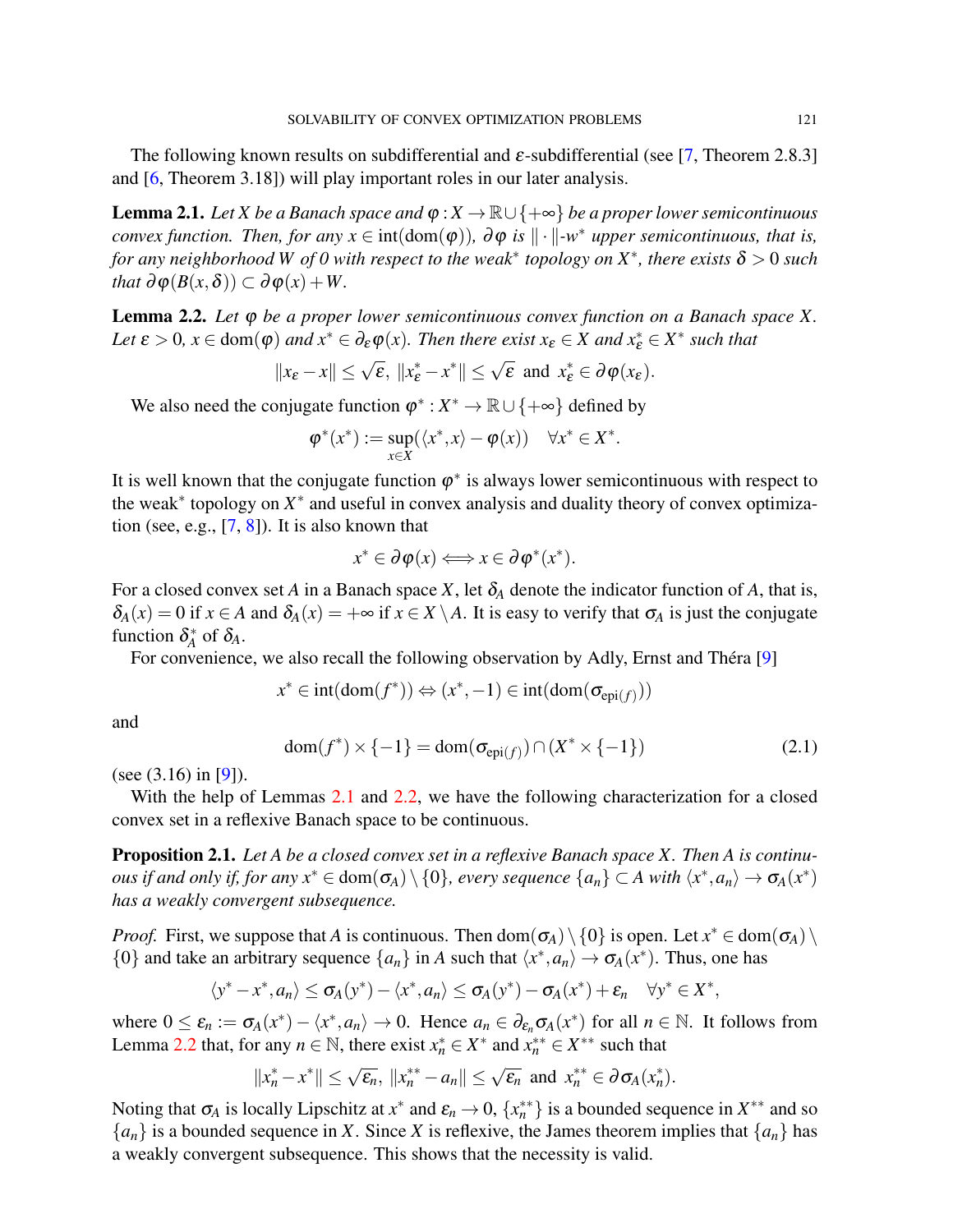The following known results on subdifferential and $\varepsilon$-subdifferential (see [7, Theorem 2.8.3] and [6, Theorem 3.18]) will play important roles in our later analysis.

**Lemma 2.1.** *Let $X$ be a Banach space and $\varphi : X \to \mathbb{R} \cup \{+\infty\}$ be a proper lower semicontinuous convex function. Then, for any $x \in \mathrm{int}(\mathrm{dom}(\varphi))$, $\partial\varphi$ is $\|\cdot\|$-$w^*$ upper semicontinuous, that is, for any neighborhood $W$ of 0 with respect to the weak$^*$ topology on $X^*$, there exists $\delta > 0$ such that $\partial\varphi(B(x,\delta)) \subset \partial\varphi(x) + W$.*

**Lemma 2.2.** *Let $\varphi$ be a proper lower semicontinuous convex function on a Banach space $X$. Let $\varepsilon > 0$, $x \in \mathrm{dom}(\varphi)$ and $x^* \in \partial_\varepsilon \varphi(x)$. Then there exist $x_\varepsilon \in X$ and $x_\varepsilon^* \in X^*$ such that*

$$\|x_\varepsilon - x\| \leq \sqrt{\varepsilon},\ \|x_\varepsilon^* - x^*\| \leq \sqrt{\varepsilon} \text{ and } x_\varepsilon^* \in \partial\varphi(x_\varepsilon).$$

We also need the conjugate function $\varphi^* : X^* \to \mathbb{R} \cup \{+\infty\}$ defined by

$$\varphi^*(x^*) := \sup_{x \in X}(\langle x^*, x\rangle - \varphi(x)) \quad \forall x^* \in X^*.$$

It is well known that the conjugate function $\varphi^*$ is always lower semicontinuous with respect to the weak$^*$ topology on $X^*$ and useful in convex analysis and duality theory of convex optimization (see, e.g., [7, 8]). It is also known that

$$x^* \in \partial\varphi(x) \Longleftrightarrow x \in \partial\varphi^*(x^*).$$

For a closed convex set $A$ in a Banach space $X$, let $\delta_A$ denote the indicator function of $A$, that is, $\delta_A(x) = 0$ if $x \in A$ and $\delta_A(x) = +\infty$ if $x \in X \setminus A$. It is easy to verify that $\sigma_A$ is just the conjugate function $\delta_A^*$ of $\delta_A$.

For convenience, we also recall the following observation by Adly, Ernst and Théra [9]

$$x^* \in \mathrm{int}(\mathrm{dom}(f^*)) \Leftrightarrow (x^*, -1) \in \mathrm{int}(\mathrm{dom}(\sigma_{\mathrm{epi}(f)}))$$

and

$$\mathrm{dom}(f^*) \times \{-1\} = \mathrm{dom}(\sigma_{\mathrm{epi}(f)}) \cap (X^* \times \{-1\}) \tag{2.1}$$

(see (3.16) in [9]).

With the help of Lemmas 2.1 and 2.2, we have the following characterization for a closed convex set in a reflexive Banach space to be continuous.

**Proposition 2.1.** *Let $A$ be a closed convex set in a reflexive Banach space $X$. Then $A$ is continuous if and only if, for any $x^* \in \mathrm{dom}(\sigma_A) \setminus \{0\}$, every sequence $\{a_n\} \subset A$ with $\langle x^*, a_n\rangle \to \sigma_A(x^*)$ has a weakly convergent subsequence.*

*Proof.* First, we suppose that $A$ is continuous. Then $\mathrm{dom}(\sigma_A) \setminus \{0\}$ is open. Let $x^* \in \mathrm{dom}(\sigma_A) \setminus \{0\}$ and take an arbitrary sequence $\{a_n\}$ in $A$ such that $\langle x^*, a_n\rangle \to \sigma_A(x^*)$. Thus, one has

$$\langle y^* - x^*, a_n\rangle \leq \sigma_A(y^*) - \langle x^*, a_n\rangle \leq \sigma_A(y^*) - \sigma_A(x^*) + \varepsilon_n \quad \forall y^* \in X^*,$$

where $0 \leq \varepsilon_n := \sigma_A(x^*) - \langle x^*, a_n\rangle \to 0$. Hence $a_n \in \partial_{\varepsilon_n}\sigma_A(x^*)$ for all $n \in \mathbb{N}$. It follows from Lemma 2.2 that, for any $n \in \mathbb{N}$, there exist $x_n^* \in X^*$ and $x_n^{**} \in X^{**}$ such that

$$\|x_n^* - x^*\| \leq \sqrt{\varepsilon_n},\ \|x_n^{**} - a_n\| \leq \sqrt{\varepsilon_n} \text{ and } x_n^{**} \in \partial\sigma_A(x_n^*).$$

Noting that $\sigma_A$ is locally Lipschitz at $x^*$ and $\varepsilon_n \to 0$, $\{x_n^{**}\}$ is a bounded sequence in $X^{**}$ and so $\{a_n\}$ is a bounded sequence in $X$. Since $X$ is reflexive, the James theorem implies that $\{a_n\}$ has a weakly convergent subsequence. This shows that the necessity is valid.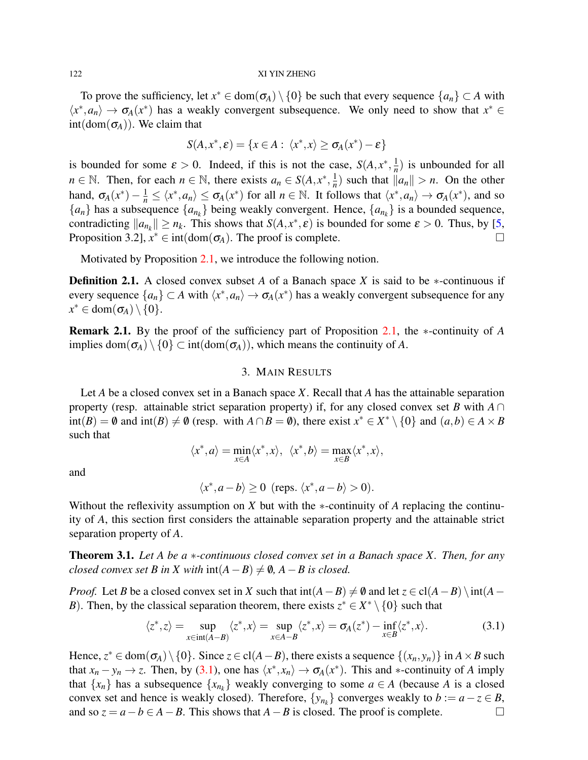To prove the sufficiency, let $x^* \in \mathrm{dom}(\sigma_A) \setminus \{0\}$ be such that every sequence $\{a_n\} \subset A$ with $\langle x^*, a_n \rangle \to \sigma_A(x^*)$ has a weakly convergent subsequence. We only need to show that $x^* \in \mathrm{int}(\mathrm{dom}(\sigma_A))$. We claim that

$$S(A, x^*, \varepsilon) = \{x \in A : \langle x^*, x \rangle \geq \sigma_A(x^*) - \varepsilon\}$$

is bounded for some $\varepsilon > 0$. Indeed, if this is not the case, $S(A, x^*, \frac{1}{n})$ is unbounded for all $n \in \mathbb{N}$. Then, for each $n \in \mathbb{N}$, there exists $a_n \in S(A, x^*, \frac{1}{n})$ such that $\|a_n\| > n$. On the other hand, $\sigma_A(x^*) - \frac{1}{n} \leq \langle x^*, a_n \rangle \leq \sigma_A(x^*)$ for all $n \in \mathbb{N}$. It follows that $\langle x^*, a_n \rangle \to \sigma_A(x^*)$, and so $\{a_n\}$ has a subsequence $\{a_{n_k}\}$ being weakly convergent. Hence, $\{a_{n_k}\}$ is a bounded sequence, contradicting $\|a_{n_k}\| \geq n_k$. This shows that $S(A, x^*, \varepsilon)$ is bounded for some $\varepsilon > 0$. Thus, by [5, Proposition 3.2], $x^* \in \mathrm{int}(\mathrm{dom}(\sigma_A)$. The proof is complete. □

Motivated by Proposition 2.1, we introduce the following notion.

**Definition 2.1.** A closed convex subset $A$ of a Banach space $X$ is said to be $*$-continuous if every sequence $\{a_n\} \subset A$ with $\langle x^*, a_n \rangle \to \sigma_A(x^*)$ has a weakly convergent subsequence for any $x^* \in \mathrm{dom}(\sigma_A) \setminus \{0\}$.

**Remark 2.1.** By the proof of the sufficiency part of Proposition 2.1, the $*$-continuity of $A$ implies $\mathrm{dom}(\sigma_A) \setminus \{0\} \subset \mathrm{int}(\mathrm{dom}(\sigma_A))$, which means the continuity of $A$.

## 3. Main Results

Let $A$ be a closed convex set in a Banach space $X$. Recall that $A$ has the attainable separation property (resp. attainable strict separation property) if, for any closed convex set $B$ with $A \cap \mathrm{int}(B) = \emptyset$ and $\mathrm{int}(B) \neq \emptyset$ (resp. with $A \cap B = \emptyset$), there exist $x^* \in X^* \setminus \{0\}$ and $(a, b) \in A \times B$ such that

$$\langle x^*, a \rangle = \min_{x \in A} \langle x^*, x \rangle, \ \ \langle x^*, b \rangle = \max_{x \in B} \langle x^*, x \rangle,$$

and

$$\langle x^*, a - b \rangle \geq 0 \ \ (\text{reps. } \langle x^*, a - b \rangle > 0).$$

Without the reflexivity assumption on $X$ but with the $*$-continuity of $A$ replacing the continuity of $A$, this section first considers the attainable separation property and the attainable strict separation property of $A$.

**Theorem 3.1.** *Let $A$ be a $*$-continuous closed convex set in a Banach space $X$. Then, for any closed convex set $B$ in $X$ with $\mathrm{int}(A - B) \neq \emptyset$, $A - B$ is closed.*

*Proof.* Let $B$ be a closed convex set in $X$ such that $\mathrm{int}(A - B) \neq \emptyset$ and let $z \in \mathrm{cl}(A - B) \setminus \mathrm{int}(A - B)$. Then, by the classical separation theorem, there exists $z^* \in X^* \setminus \{0\}$ such that

$$\langle z^*, z \rangle = \sup_{x \in \mathrm{int}(A-B)} \langle z^*, x \rangle = \sup_{x \in A-B} \langle z^*, x \rangle = \sigma_A(z^*) - \inf_{x \in B} \langle z^*, x \rangle. \tag{3.1}$$

Hence, $z^* \in \mathrm{dom}(\sigma_A) \setminus \{0\}$. Since $z \in \mathrm{cl}(A - B)$, there exists a sequence $\{(x_n, y_n)\}$ in $A \times B$ such that $x_n - y_n \to z$. Then, by (3.1), one has $\langle x^*, x_n \rangle \to \sigma_A(x^*)$. This and $*$-continuity of $A$ imply that $\{x_n\}$ has a subsequence $\{x_{n_k}\}$ weakly converging to some $a \in A$ (because $A$ is a closed convex set and hence is weakly closed). Therefore, $\{y_{n_k}\}$ converges weakly to $b := a - z \in B$, and so $z = a - b \in A - B$. This shows that $A - B$ is closed. The proof is complete. □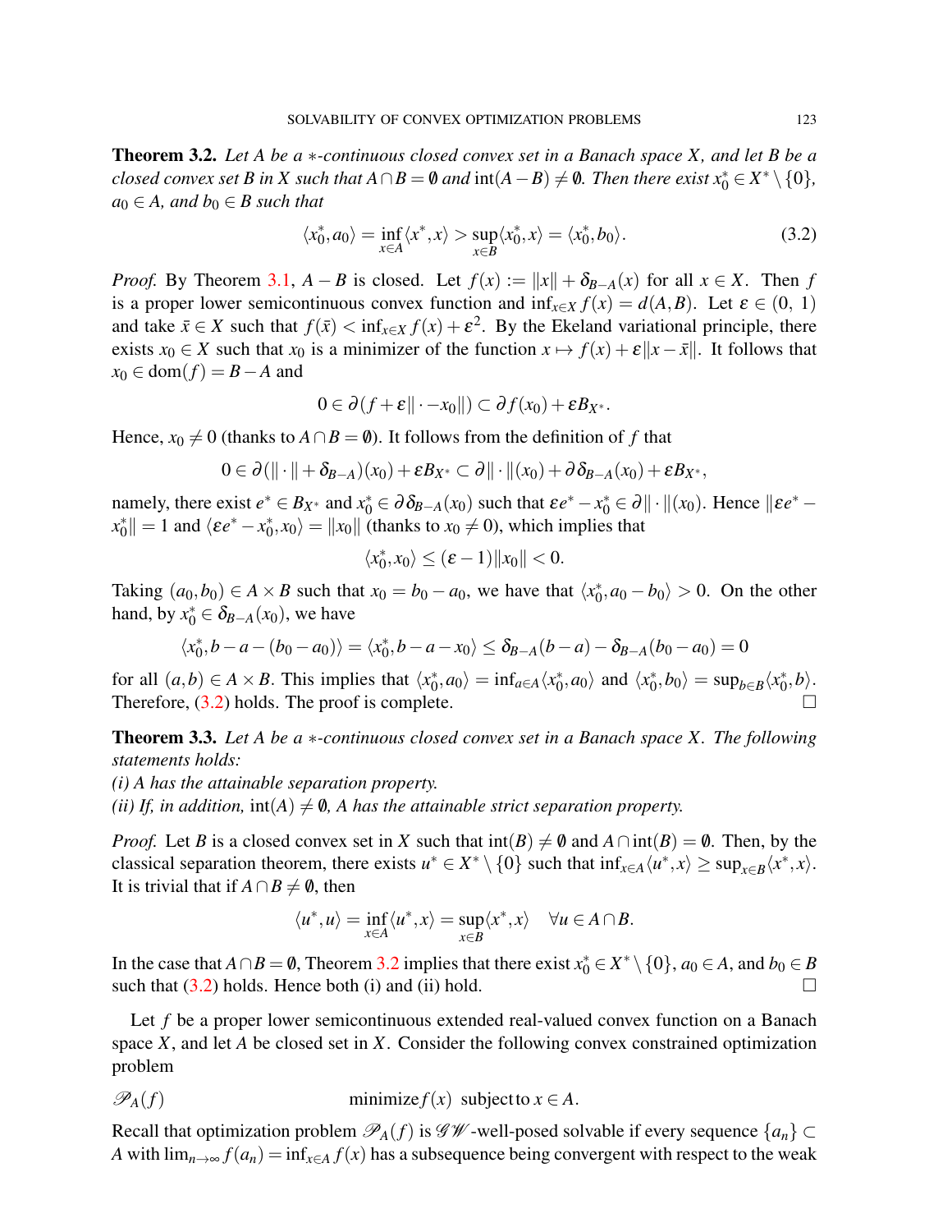**Theorem 3.2.** *Let $A$ be a $*$-continuous closed convex set in a Banach space $X$, and let $B$ be a closed convex set $B$ in $X$ such that $A\cap B=\emptyset$ and $\mathrm{int}(A-B)\neq\emptyset$. Then there exist $x_0^*\in X^*\setminus\{0\}$, $a_0\in A$, and $b_0\in B$ such that*

$$\langle x_0^*,a_0\rangle=\inf_{x\in A}\langle x^*,x\rangle>\sup_{x\in B}\langle x_0^*,x\rangle=\langle x_0^*,b_0\rangle. \tag{3.2}$$

*Proof.* By Theorem 3.1, $A-B$ is closed. Let $f(x):=\|x\|+\delta_{B-A}(x)$ for all $x\in X$. Then $f$ is a proper lower semicontinuous convex function and $\inf_{x\in X}f(x)=d(A,B)$. Let $\varepsilon\in(0,\,1)$ and take $\bar{x}\in X$ such that $f(\bar{x})<\inf_{x\in X}f(x)+\varepsilon^2$. By the Ekeland variational principle, there exists $x_0\in X$ such that $x_0$ is a minimizer of the function $x\mapsto f(x)+\varepsilon\|x-\bar{x}\|$. It follows that $x_0\in\mathrm{dom}(f)=B-A$ and

$$0\in\partial(f+\varepsilon\|\cdot-x_0\|)\subset\partial f(x_0)+\varepsilon B_{X^*}.$$

Hence, $x_0\neq0$ (thanks to $A\cap B=\emptyset$). It follows from the definition of $f$ that

$$0\in\partial(\|\cdot\|+\delta_{B-A})(x_0)+\varepsilon B_{X^*}\subset\partial\|\cdot\|(x_0)+\partial\delta_{B-A}(x_0)+\varepsilon B_{X^*},$$

namely, there exist $e^*\in B_{X^*}$ and $x_0^*\in\partial\delta_{B-A}(x_0)$ such that $\varepsilon e^*-x_0^*\in\partial\|\cdot\|(x_0)$. Hence $\|\varepsilon e^*-x_0^*\|=1$ and $\langle\varepsilon e^*-x_0^*,x_0\rangle=\|x_0\|$ (thanks to $x_0\neq0$), which implies that

$$\langle x_0^*,x_0\rangle\le(\varepsilon-1)\|x_0\|<0.$$

Taking $(a_0,b_0)\in A\times B$ such that $x_0=b_0-a_0$, we have that $\langle x_0^*,a_0-b_0\rangle>0$. On the other hand, by $x_0^*\in\delta_{B-A}(x_0)$, we have

$$\langle x_0^*,b-a-(b_0-a_0)\rangle=\langle x_0^*,b-a-x_0\rangle\le\delta_{B-A}(b-a)-\delta_{B-A}(b_0-a_0)=0$$

for all $(a,b)\in A\times B$. This implies that $\langle x_0^*,a_0\rangle=\inf_{a\in A}\langle x_0^*,a_0\rangle$ and $\langle x_0^*,b_0\rangle=\sup_{b\in B}\langle x_0^*,b\rangle$. Therefore, (3.2) holds. The proof is complete. $\square$

**Theorem 3.3.** *Let $A$ be a $*$-continuous closed convex set in a Banach space $X$. The following statements holds:*
*(i) $A$ has the attainable separation property.*
*(ii) If, in addition, $\mathrm{int}(A)\neq\emptyset$, $A$ has the attainable strict separation property.*

*Proof.* Let $B$ is a closed convex set in $X$ such that $\mathrm{int}(B)\neq\emptyset$ and $A\cap\mathrm{int}(B)=\emptyset$. Then, by the classical separation theorem, there exists $u^*\in X^*\setminus\{0\}$ such that $\inf_{x\in A}\langle u^*,x\rangle\ge\sup_{x\in B}\langle x^*,x\rangle$. It is trivial that if $A\cap B\neq\emptyset$, then

$$\langle u^*,u\rangle=\inf_{x\in A}\langle u^*,x\rangle=\sup_{x\in B}\langle x^*,x\rangle\quad\forall u\in A\cap B.$$

In the case that $A\cap B=\emptyset$, Theorem 3.2 implies that there exist $x_0^*\in X^*\setminus\{0\}$, $a_0\in A$, and $b_0\in B$ such that (3.2) holds. Hence both (i) and (ii) hold. $\square$

Let $f$ be a proper lower semicontinuous extended real-valued convex function on a Banach space $X$, and let $A$ be closed set in $X$. Consider the following convex constrained optimization problem

$$\mathscr{P}_A(f)\qquad\qquad\text{minimize}\,f(x)\ \text{subject to}\ x\in A.$$

Recall that optimization problem $\mathscr{P}_A(f)$ is $\mathscr{GW}$-well-posed solvable if every sequence $\{a_n\}\subset A$ with $\lim_{n\to\infty}f(a_n)=\inf_{x\in A}f(x)$ has a subsequence being convergent with respect to the weak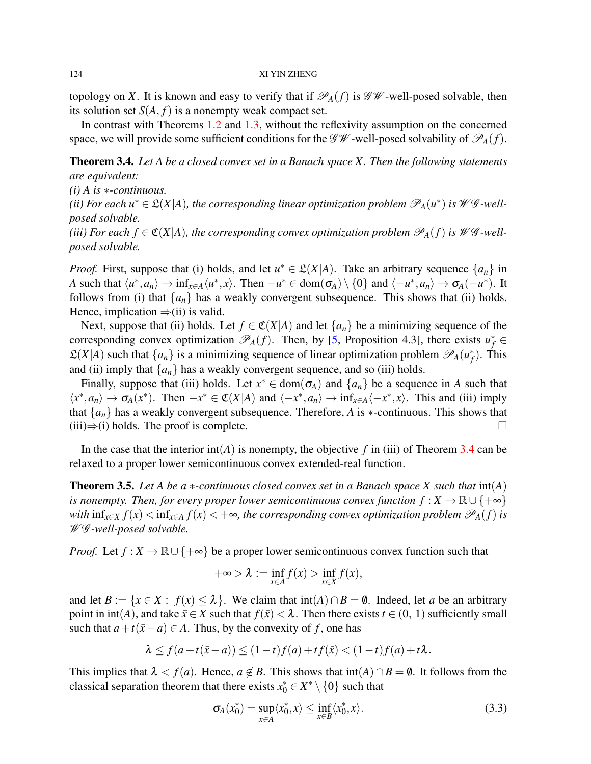topology on $X$. It is known and easy to verify that if $\mathscr{P}_A(f)$ is $\mathscr{G}\mathscr{W}$-well-posed solvable, then its solution set $S(A,f)$ is a nonempty weak compact set.

In contrast with Theorems 1.2 and 1.3, without the reflexivity assumption on the concerned space, we will provide some sufficient conditions for the $\mathscr{G}\mathscr{W}$-well-posed solvability of $\mathscr{P}_A(f)$.

**Theorem 3.4.** *Let $A$ be a closed convex set in a Banach space $X$. Then the following statements are equivalent:*

*(i) $A$ is $*$-continuous.*

*(ii) For each $u^* \in \mathfrak{L}(X|A)$, the corresponding linear optimization problem $\mathscr{P}_A(u^*)$ is $\mathscr{W}\mathscr{G}$-well-posed solvable.*

*(iii) For each $f \in \mathfrak{C}(X|A)$, the corresponding convex optimization problem $\mathscr{P}_A(f)$ is $\mathscr{W}\mathscr{G}$-well-posed solvable.*

*Proof.* First, suppose that (i) holds, and let $u^* \in \mathfrak{L}(X|A)$. Take an arbitrary sequence $\{a_n\}$ in $A$ such that $\langle u^*, a_n\rangle \to \inf_{x\in A}\langle u^*, x\rangle$. Then $-u^* \in \mathrm{dom}(\sigma_A)\setminus\{0\}$ and $\langle -u^*, a_n\rangle \to \sigma_A(-u^*)$. It follows from (i) that $\{a_n\}$ has a weakly convergent subsequence. This shows that (ii) holds. Hence, implication $\Rightarrow$(ii) is valid.

Next, suppose that (ii) holds. Let $f \in \mathfrak{C}(X|A)$ and let $\{a_n\}$ be a minimizing sequence of the corresponding convex optimization $\mathscr{P}_A(f)$. Then, by [5, Proposition 4.3], there exists $u_f^* \in \mathfrak{L}(X|A)$ such that $\{a_n\}$ is a minimizing sequence of linear optimization problem $\mathscr{P}_A(u_f^*)$. This and (ii) imply that $\{a_n\}$ has a weakly convergent sequence, and so (iii) holds.

Finally, suppose that (iii) holds. Let $x^* \in \mathrm{dom}(\sigma_A)$ and $\{a_n\}$ be a sequence in $A$ such that $\langle x^*, a_n\rangle \to \sigma_A(x^*)$. Then $-x^* \in \mathfrak{C}(X|A)$ and $\langle -x^*, a_n\rangle \to \inf_{x\in A}\langle -x^*, x\rangle$. This and (iii) imply that $\{a_n\}$ has a weakly convergent subsequence. Therefore, $A$ is $*$-continuous. This shows that (iii)$\Rightarrow$(i) holds. The proof is complete. □

In the case that the interior $\mathrm{int}(A)$ is nonempty, the objective $f$ in (iii) of Theorem 3.4 can be relaxed to a proper lower semicontinuous convex extended-real function.

**Theorem 3.5.** *Let $A$ be a $*$-continuous closed convex set in a Banach space $X$ such that $\mathrm{int}(A)$ is nonempty. Then, for every proper lower semicontinuous convex function $f : X \to \mathbb{R}\cup\{+\infty\}$ with $\inf_{x\in X} f(x) < \inf_{x\in A} f(x) < +\infty$, the corresponding convex optimization problem $\mathscr{P}_A(f)$ is $\mathscr{W}\mathscr{G}$-well-posed solvable.*

*Proof.* Let $f : X \to \mathbb{R}\cup\{+\infty\}$ be a proper lower semicontinuous convex function such that

$$+\infty > \lambda := \inf_{x\in A} f(x) > \inf_{x\in X} f(x),$$

and let $B := \{x \in X :\ f(x) \le \lambda\}$. We claim that $\mathrm{int}(A)\cap B = \emptyset$. Indeed, let $a$ be an arbitrary point in $\mathrm{int}(A)$, and take $\bar{x} \in X$ such that $f(\bar{x}) < \lambda$. Then there exists $t \in (0,\ 1)$ sufficiently small such that $a + t(\bar{x} - a) \in A$. Thus, by the convexity of $f$, one has

$$\lambda \le f(a + t(\bar{x} - a)) \le (1-t)f(a) + tf(\bar{x}) < (1-t)f(a) + t\lambda.$$

This implies that $\lambda < f(a)$. Hence, $a \notin B$. This shows that $\mathrm{int}(A)\cap B = \emptyset$. It follows from the classical separation theorem that there exists $x_0^* \in X^*\setminus\{0\}$ such that

$$\sigma_A(x_0^*) = \sup_{x\in A}\langle x_0^*, x\rangle \le \inf_{x\in B}\langle x_0^*, x\rangle. \tag{3.3}$$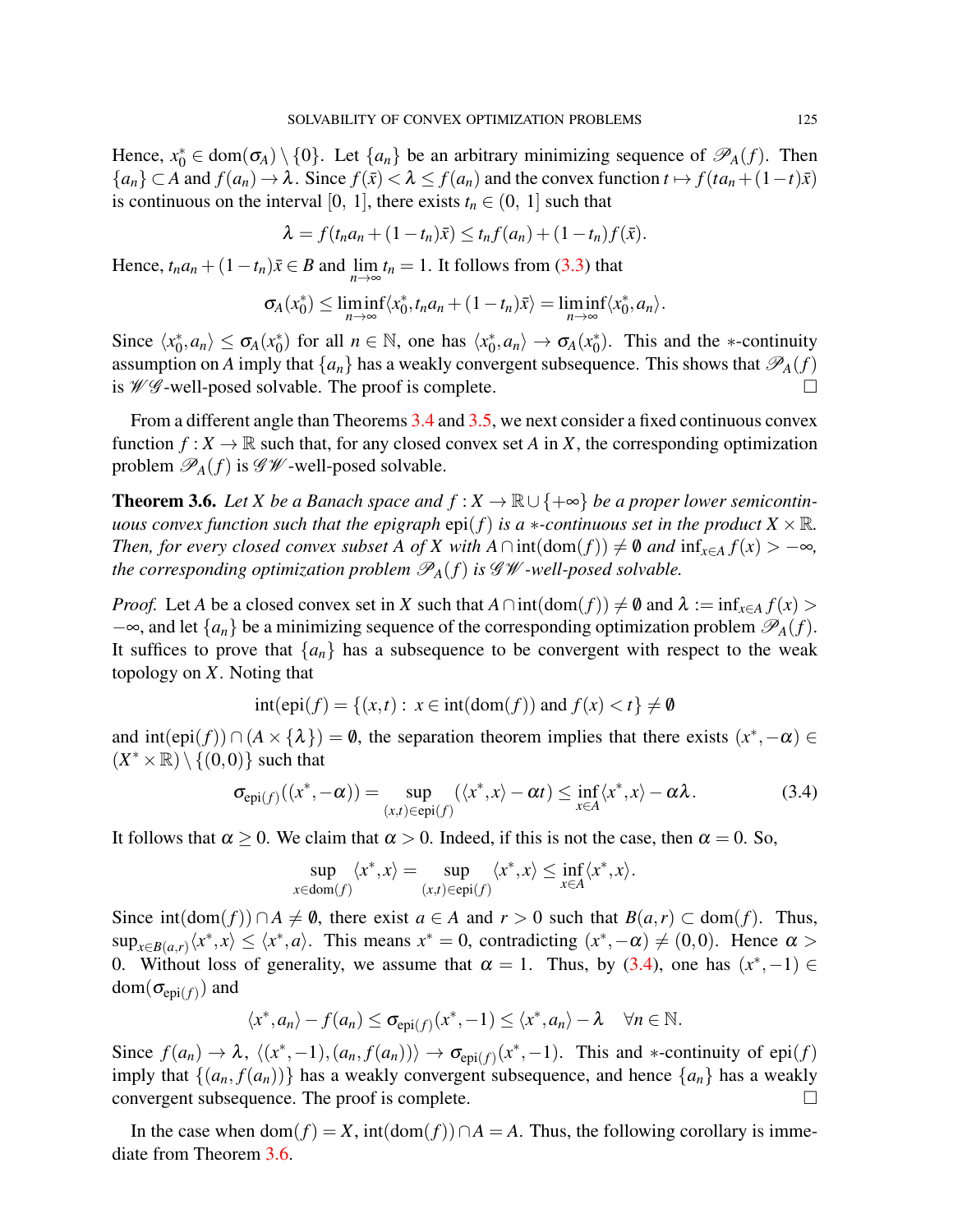Hence, $x_0^* \in \mathrm{dom}(\sigma_A) \setminus \{0\}$. Let $\{a_n\}$ be an arbitrary minimizing sequence of $\mathscr{P}_A(f)$. Then $\{a_n\} \subset A$ and $f(a_n) \to \lambda$. Since $f(\bar{x}) < \lambda \le f(a_n)$ and the convex function $t \mapsto f(ta_n + (1-t)\bar{x})$ is continuous on the interval $[0, 1]$, there exists $t_n \in (0, 1]$ such that

$$\lambda = f(t_n a_n + (1-t_n)\bar{x}) \le t_n f(a_n) + (1-t_n) f(\bar{x}).$$

Hence, $t_n a_n + (1-t_n)\bar{x} \in B$ and $\lim_{n\to\infty} t_n = 1$. It follows from (3.3) that

$$\sigma_A(x_0^*) \le \liminf_{n\to\infty} \langle x_0^*, t_n a_n + (1-t_n)\bar{x}\rangle = \liminf_{n\to\infty} \langle x_0^*, a_n\rangle.$$

Since $\langle x_0^*, a_n\rangle \le \sigma_A(x_0^*)$ for all $n \in \mathbb{N}$, one has $\langle x_0^*, a_n\rangle \to \sigma_A(x_0^*)$. This and the $*$-continuity assumption on $A$ imply that $\{a_n\}$ has a weakly convergent subsequence. This shows that $\mathscr{P}_A(f)$ is $\mathscr{W}\mathscr{G}$-well-posed solvable. The proof is complete. $\square$

From a different angle than Theorems 3.4 and 3.5, we next consider a fixed continuous convex function $f : X \to \mathbb{R}$ such that, for any closed convex set $A$ in $X$, the corresponding optimization problem $\mathscr{P}_A(f)$ is $\mathscr{G}\mathscr{W}$-well-posed solvable.

**Theorem 3.6.** *Let $X$ be a Banach space and $f : X \to \mathbb{R} \cup \{+\infty\}$ be a proper lower semicontinuous convex function such that the epigraph $\mathrm{epi}(f)$ is a $*$-continuous set in the product $X \times \mathbb{R}$. Then, for every closed convex subset $A$ of $X$ with $A \cap \mathrm{int}(\mathrm{dom}(f)) \ne \emptyset$ and $\inf_{x\in A} f(x) > -\infty$, the corresponding optimization problem $\mathscr{P}_A(f)$ is $\mathscr{G}\mathscr{W}$-well-posed solvable.*

*Proof.* Let $A$ be a closed convex set in $X$ such that $A \cap \mathrm{int}(\mathrm{dom}(f)) \ne \emptyset$ and $\lambda := \inf_{x\in A} f(x) > -\infty$, and let $\{a_n\}$ be a minimizing sequence of the corresponding optimization problem $\mathscr{P}_A(f)$. It suffices to prove that $\{a_n\}$ has a subsequence to be convergent with respect to the weak topology on $X$. Noting that

$$\mathrm{int}(\mathrm{epi}(f) = \{(x,t) : \; x \in \mathrm{int}(\mathrm{dom}(f)) \text{ and } f(x) < t\} \ne \emptyset$$

and $\mathrm{int}(\mathrm{epi}(f)) \cap (A \times \{\lambda\}) = \emptyset$, the separation theorem implies that there exists $(x^*, -\alpha) \in (X^* \times \mathbb{R}) \setminus \{(0,0)\}$ such that

$$\sigma_{\mathrm{epi}(f)}((x^*, -\alpha)) = \sup_{(x,t)\in\mathrm{epi}(f)} (\langle x^*, x\rangle - \alpha t) \le \inf_{x\in A} \langle x^*, x\rangle - \alpha\lambda. \tag{3.4}$$

It follows that $\alpha \ge 0$. We claim that $\alpha > 0$. Indeed, if this is not the case, then $\alpha = 0$. So,

$$\sup_{x\in\mathrm{dom}(f)} \langle x^*, x\rangle = \sup_{(x,t)\in\mathrm{epi}(f)} \langle x^*, x\rangle \le \inf_{x\in A} \langle x^*, x\rangle.$$

Since $\mathrm{int}(\mathrm{dom}(f)) \cap A \ne \emptyset$, there exist $a \in A$ and $r > 0$ such that $B(a,r) \subset \mathrm{dom}(f)$. Thus, $\sup_{x\in B(a,r)} \langle x^*, x\rangle \le \langle x^*, a\rangle$. This means $x^* = 0$, contradicting $(x^*, -\alpha) \ne (0,0)$. Hence $\alpha > 0$. Without loss of generality, we assume that $\alpha = 1$. Thus, by (3.4), one has $(x^*, -1) \in \mathrm{dom}(\sigma_{\mathrm{epi}(f)})$ and

$$\langle x^*, a_n\rangle - f(a_n) \le \sigma_{\mathrm{epi}(f)}(x^*, -1) \le \langle x^*, a_n\rangle - \lambda \quad \forall n \in \mathbb{N}.$$

Since $f(a_n) \to \lambda$, $\langle (x^*, -1), (a_n, f(a_n))\rangle \to \sigma_{\mathrm{epi}(f)}(x^*, -1)$. This and $*$-continuity of $\mathrm{epi}(f)$ imply that $\{(a_n, f(a_n))\}$ has a weakly convergent subsequence, and hence $\{a_n\}$ has a weakly convergent subsequence. The proof is complete. $\square$

In the case when $\mathrm{dom}(f) = X$, $\mathrm{int}(\mathrm{dom}(f)) \cap A = A$. Thus, the following corollary is immediate from Theorem 3.6.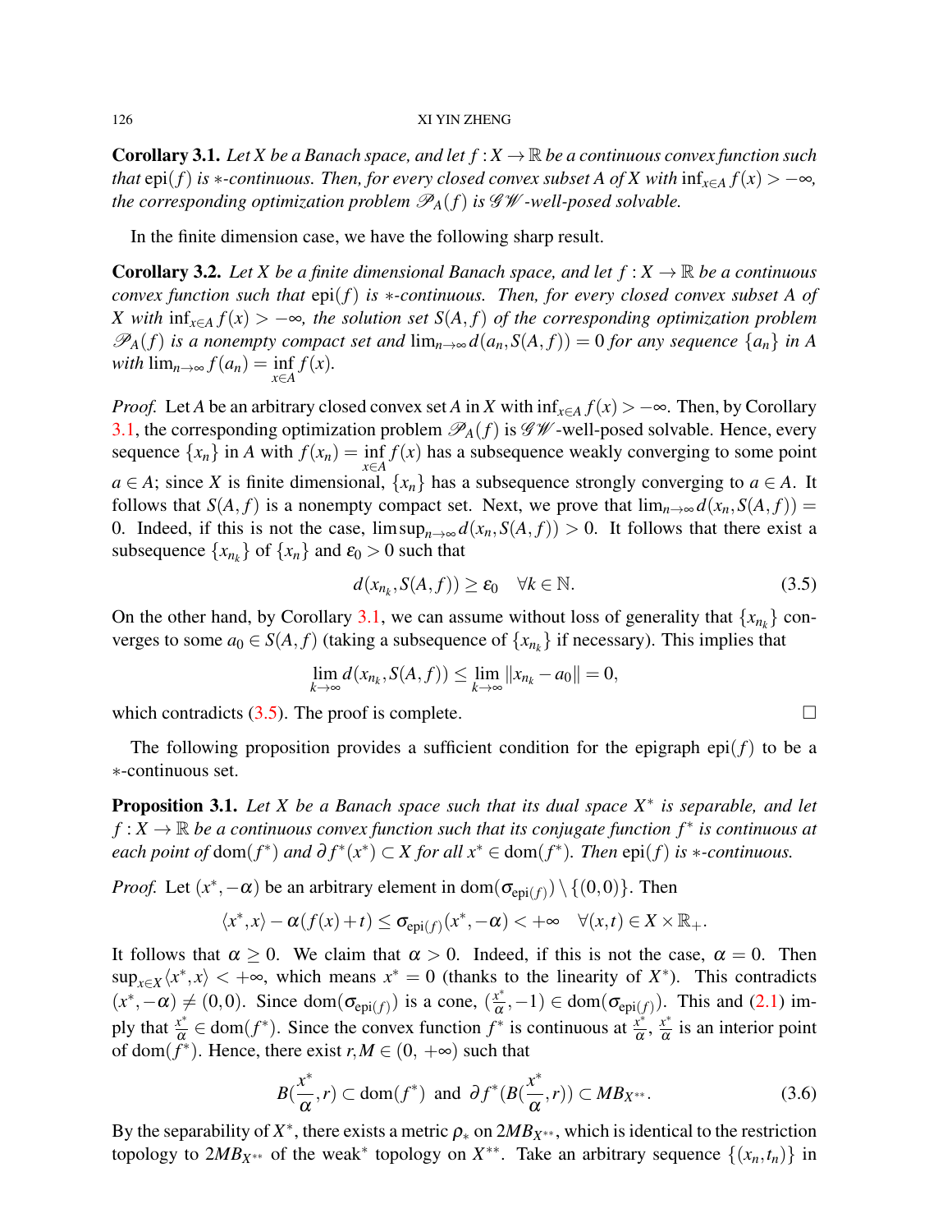**Corollary 3.1.** *Let $X$ be a Banach space, and let $f : X \to \mathbb{R}$ be a continuous convex function such that $\mathrm{epi}(f)$ is $*$-continuous. Then, for every closed convex subset $A$ of $X$ with $\inf_{x\in A} f(x) > -\infty$, the corresponding optimization problem $\mathscr{P}_A(f)$ is $\mathscr{GW}$-well-posed solvable.*

In the finite dimension case, we have the following sharp result.

**Corollary 3.2.** *Let $X$ be a finite dimensional Banach space, and let $f : X \to \mathbb{R}$ be a continuous convex function such that $\mathrm{epi}(f)$ is $*$-continuous. Then, for every closed convex subset $A$ of $X$ with $\inf_{x\in A} f(x) > -\infty$, the solution set $S(A, f)$ of the corresponding optimization problem $\mathscr{P}_A(f)$ is a nonempty compact set and $\lim_{n\to\infty} d(a_n, S(A, f)) = 0$ for any sequence $\{a_n\}$ in $A$ with $\lim_{n\to\infty} f(a_n) = \inf\limits_{x\in A} f(x)$.*

*Proof.* Let $A$ be an arbitrary closed convex set $A$ in $X$ with $\inf_{x\in A} f(x) > -\infty$. Then, by Corollary 3.1, the corresponding optimization problem $\mathscr{P}_A(f)$ is $\mathscr{GW}$-well-posed solvable. Hence, every sequence $\{x_n\}$ in $A$ with $f(x_n) = \inf\limits_{x\in A} f(x)$ has a subsequence weakly converging to some point $a \in A$; since $X$ is finite dimensional, $\{x_n\}$ has a subsequence strongly converging to $a \in A$. It follows that $S(A, f)$ is a nonempty compact set. Next, we prove that $\lim_{n\to\infty} d(x_n, S(A, f)) = 0$. Indeed, if this is not the case, $\limsup_{n\to\infty} d(x_n, S(A, f)) > 0$. It follows that there exist a subsequence $\{x_{n_k}\}$ of $\{x_n\}$ and $\varepsilon_0 > 0$ such that

$$d(x_{n_k}, S(A, f)) \geq \varepsilon_0 \quad \forall k \in \mathbb{N}. \tag{3.5}$$

On the other hand, by Corollary 3.1, we can assume without loss of generality that $\{x_{n_k}\}$ converges to some $a_0 \in S(A, f)$ (taking a subsequence of $\{x_{n_k}\}$ if necessary). This implies that

$$\lim_{k\to\infty} d(x_{n_k}, S(A, f)) \leq \lim_{k\to\infty} \|x_{n_k} - a_0\| = 0,$$

which contradicts (3.5). The proof is complete. $\square$

The following proposition provides a sufficient condition for the epigraph $\mathrm{epi}(f)$ to be a $*$-continuous set.

**Proposition 3.1.** *Let $X$ be a Banach space such that its dual space $X^*$ is separable, and let $f : X \to \mathbb{R}$ be a continuous convex function such that its conjugate function $f^*$ is continuous at each point of $\mathrm{dom}(f^*)$ and $\partial f^*(x^*) \subset X$ for all $x^* \in \mathrm{dom}(f^*)$. Then $\mathrm{epi}(f)$ is $*$-continuous.*

*Proof.* Let $(x^*, -\alpha)$ be an arbitrary element in $\mathrm{dom}(\sigma_{\mathrm{epi}(f)}) \setminus \{(0,0)\}$. Then

$$\langle x^*, x\rangle - \alpha(f(x) + t) \leq \sigma_{\mathrm{epi}(f)}(x^*, -\alpha) < +\infty \quad \forall (x,t) \in X \times \mathbb{R}_+.$$

It follows that $\alpha \geq 0$. We claim that $\alpha > 0$. Indeed, if this is not the case, $\alpha = 0$. Then $\sup_{x\in X}\langle x^*, x\rangle < +\infty$, which means $x^* = 0$ (thanks to the linearity of $X^*$). This contradicts $(x^*, -\alpha) \neq (0,0)$. Since $\mathrm{dom}(\sigma_{\mathrm{epi}(f)})$ is a cone, $(\frac{x^*}{\alpha}, -1) \in \mathrm{dom}(\sigma_{\mathrm{epi}(f)})$. This and (2.1) imply that $\frac{x^*}{\alpha} \in \mathrm{dom}(f^*)$. Since the convex function $f^*$ is continuous at $\frac{x^*}{\alpha}$, $\frac{x^*}{\alpha}$ is an interior point of $\mathrm{dom}(f^*)$. Hence, there exist $r, M \in (0, +\infty)$ such that

$$B(\frac{x^*}{\alpha}, r) \subset \mathrm{dom}(f^*) \ \text{ and } \ \partial f^*(B(\frac{x^*}{\alpha}, r)) \subset MB_{X^{**}}. \tag{3.6}$$

By the separability of $X^*$, there exists a metric $\rho_*$ on $2MB_{X^{**}}$, which is identical to the restriction topology to $2MB_{X^{**}}$ of the weak$^*$ topology on $X^{**}$. Take an arbitrary sequence $\{(x_n, t_n)\}$ in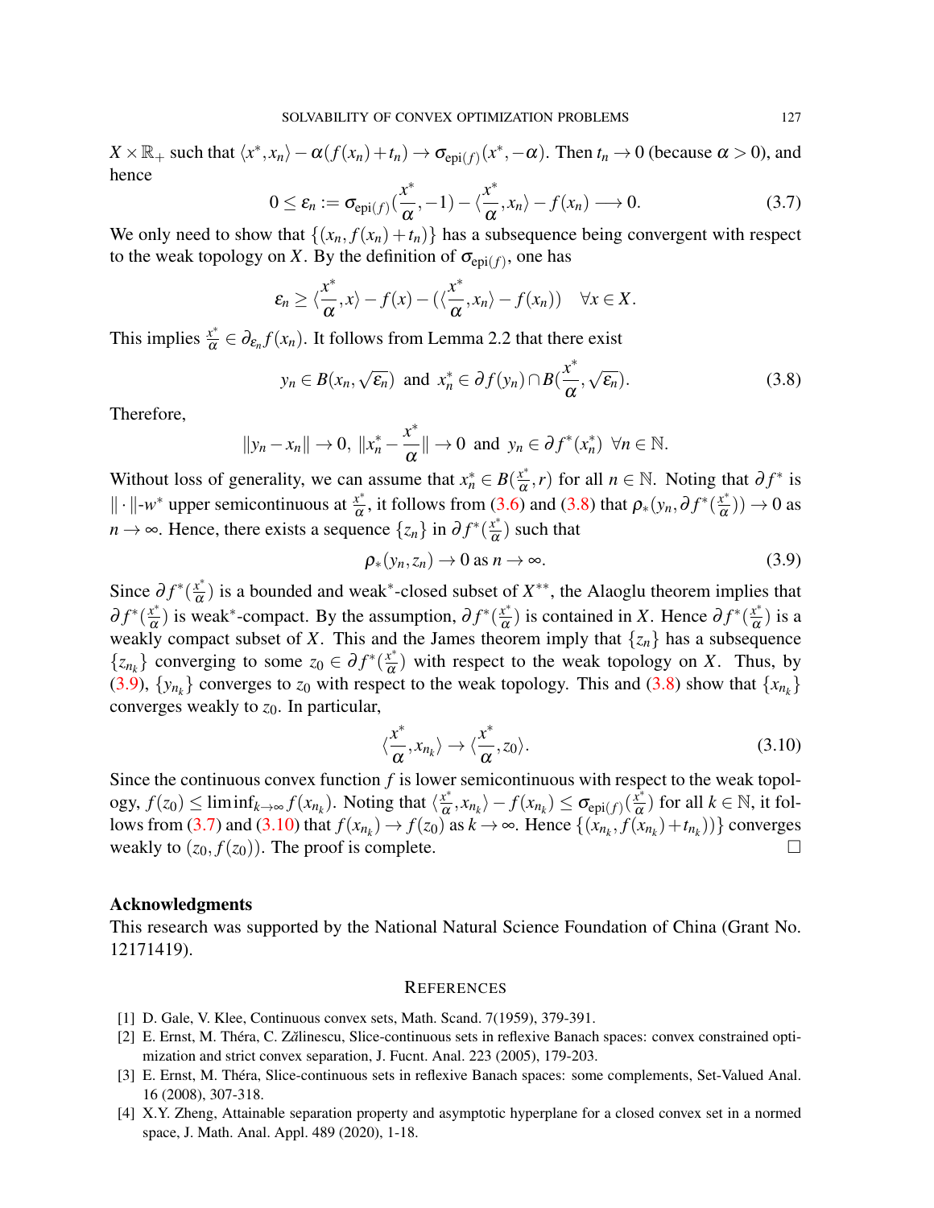$X \times \mathbb{R}_+$ such that $\langle x^*, x_n \rangle - \alpha(f(x_n) + t_n) \to \sigma_{\text{epi}(f)}(x^*, -\alpha)$. Then $t_n \to 0$ (because $\alpha > 0$), and hence

$$0 \leq \varepsilon_n := \sigma_{\text{epi}(f)}(\frac{x^*}{\alpha}, -1) - \langle \frac{x^*}{\alpha}, x_n \rangle - f(x_n) \longrightarrow 0. \tag{3.7}$$

We only need to show that $\{(x_n, f(x_n) + t_n)\}$ has a subsequence being convergent with respect to the weak topology on $X$. By the definition of $\sigma_{\text{epi}(f)}$, one has

$$\varepsilon_n \geq \langle \frac{x^*}{\alpha}, x \rangle - f(x) - (\langle \frac{x^*}{\alpha}, x_n \rangle - f(x_n)) \quad \forall x \in X.$$

This implies $\frac{x^*}{\alpha} \in \partial_{\varepsilon_n} f(x_n)$. It follows from Lemma 2.2 that there exist

$$y_n \in B(x_n, \sqrt{\varepsilon_n}) \text{ and } x_n^* \in \partial f(y_n) \cap B(\frac{x^*}{\alpha}, \sqrt{\varepsilon_n}). \tag{3.8}$$

Therefore,

$$\|y_n - x_n\| \to 0, \ \|x_n^* - \frac{x^*}{\alpha}\| \to 0 \text{ and } y_n \in \partial f^*(x_n^*) \ \forall n \in \mathbb{N}.$$

Without loss of generality, we can assume that $x_n^* \in B(\frac{x^*}{\alpha}, r)$ for all $n \in \mathbb{N}$. Noting that $\partial f^*$ is $\|\cdot\|$-$w^*$ upper semicontinuous at $\frac{x^*}{\alpha}$, it follows from (3.6) and (3.8) that $\rho_*(y_n, \partial f^*(\frac{x^*}{\alpha})) \to 0$ as $n \to \infty$. Hence, there exists a sequence $\{z_n\}$ in $\partial f^*(\frac{x^*}{\alpha})$ such that

$$\rho_*(y_n, z_n) \to 0 \text{ as } n \to \infty. \tag{3.9}$$

Since $\partial f^*(\frac{x^*}{\alpha})$ is a bounded and weak$^*$-closed subset of $X^{**}$, the Alaoglu theorem implies that $\partial f^*(\frac{x^*}{\alpha})$ is weak$^*$-compact. By the assumption, $\partial f^*(\frac{x^*}{\alpha})$ is contained in $X$. Hence $\partial f^*(\frac{x^*}{\alpha})$ is a weakly compact subset of $X$. This and the James theorem imply that $\{z_n\}$ has a subsequence $\{z_{n_k}\}$ converging to some $z_0 \in \partial f^*(\frac{x^*}{\alpha})$ with respect to the weak topology on $X$. Thus, by (3.9), $\{y_{n_k}\}$ converges to $z_0$ with respect to the weak topology. This and (3.8) show that $\{x_{n_k}\}$ converges weakly to $z_0$. In particular,

$$\langle \frac{x^*}{\alpha}, x_{n_k} \rangle \to \langle \frac{x^*}{\alpha}, z_0 \rangle. \tag{3.10}$$

Since the continuous convex function $f$ is lower semicontinuous with respect to the weak topology, $f(z_0) \leq \liminf_{k \to \infty} f(x_{n_k})$. Noting that $\langle \frac{x^*}{\alpha}, x_{n_k} \rangle - f(x_{n_k}) \leq \sigma_{\text{epi}(f)}(\frac{x^*}{\alpha})$ for all $k \in \mathbb{N}$, it follows from (3.7) and (3.10) that $f(x_{n_k}) \to f(z_0)$ as $k \to \infty$. Hence $\{(x_{n_k}, f(x_{n_k}) + t_{n_k}))\}$ converges weakly to $(z_0, f(z_0))$. The proof is complete. □

## Acknowledgments

This research was supported by the National Natural Science Foundation of China (Grant No. 12171419).

## References

[1] D. Gale, V. Klee, Continuous convex sets, Math. Scand. 7(1959), 379-391.

[2] E. Ernst, M. Théra, C. Zălinescu, Slice-continuous sets in reflexive Banach spaces: convex constrained optimization and strict convex separation, J. Fucnt. Anal. 223 (2005), 179-203.

[3] E. Ernst, M. Théra, Slice-continuous sets in reflexive Banach spaces: some complements, Set-Valued Anal. 16 (2008), 307-318.

[4] X.Y. Zheng, Attainable separation property and asymptotic hyperplane for a closed convex set in a normed space, J. Math. Anal. Appl. 489 (2020), 1-18.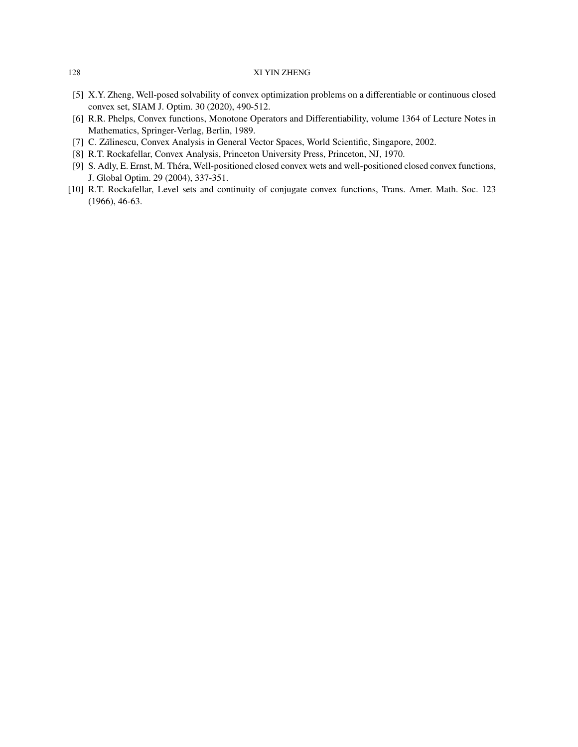[5] X.Y. Zheng, Well-posed solvability of convex optimization problems on a differentiable or continuous closed convex set, SIAM J. Optim. 30 (2020), 490-512.

[6] R.R. Phelps, Convex functions, Monotone Operators and Differentiability, volume 1364 of Lecture Notes in Mathematics, Springer-Verlag, Berlin, 1989.

[7] C. Zălinescu, Convex Analysis in General Vector Spaces, World Scientific, Singapore, 2002.

[8] R.T. Rockafellar, Convex Analysis, Princeton University Press, Princeton, NJ, 1970.

[9] S. Adly, E. Ernst, M. Théra, Well-positioned closed convex wets and well-positioned closed convex functions, J. Global Optim. 29 (2004), 337-351.

[10] R.T. Rockafellar, Level sets and continuity of conjugate convex functions, Trans. Amer. Math. Soc. 123 (1966), 46-63.